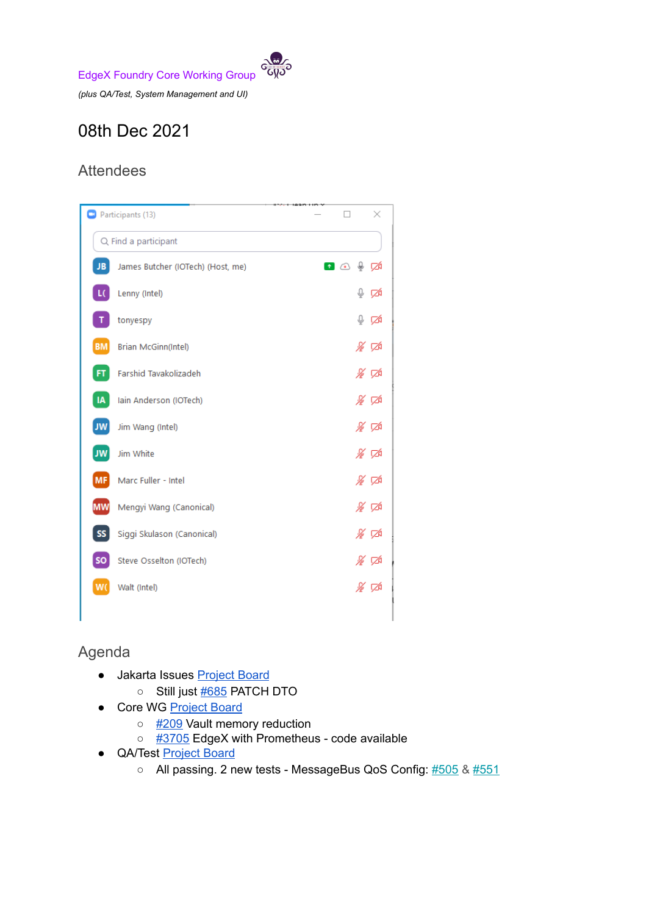EdgeX Foundry Core Working Group

*(plus QA/Test, System Management and UI)*

# 08th Dec 2021

## Attendees

Participants (13)

- James Butcher (IOTech) (Host, me)
- Lenny (Intel)
- tonyespy
- Brian McGinn(Intel)
- Farshid Tavakolizadeh
- Iain Anderson (IOTech)
- Jim Wang (Intel)
- Jim White
- Marc Fuller - Intel
- Mengyi Wang (Canonical)
- Siggi Skulason (Canonical)
- Steve Osselton (IOTech)
- Walt (Intel)

## Agenda

- Jakarta Issues Project Board
  - Still just #685 PATCH DTO
- Core WG Project Board
  - #209 Vault memory reduction
  - #3705 EdgeX with Prometheus - code available
- QA/Test Project Board
  - All passing. 2 new tests - MessageBus QoS Config: #505 & #551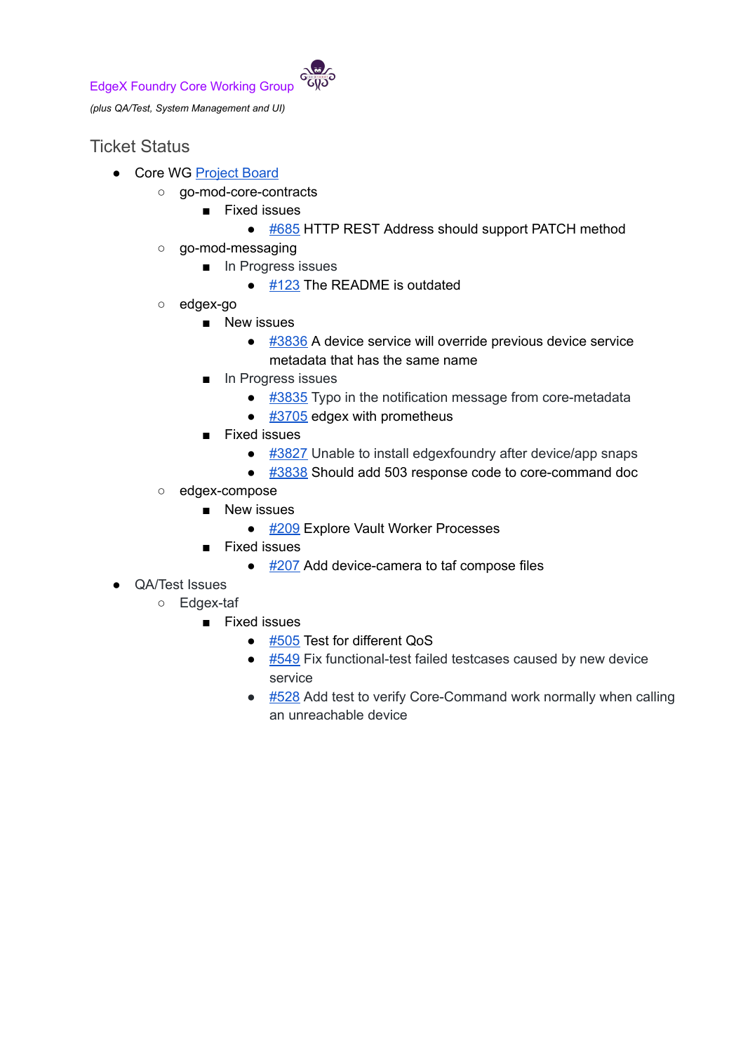EdgeX Foundry Core Working Group

*(plus QA/Test, System Management and UI)*

## Ticket Status

- Core WG Project Board
  - go-mod-core-contracts
    - Fixed issues
      - #685 HTTP REST Address should support PATCH method
  - go-mod-messaging
    - In Progress issues
      - #123 The README is outdated
  - edgex-go
    - New issues
      - #3836 A device service will override previous device service metadata that has the same name
    - In Progress issues
      - #3835 Typo in the notification message from core-metadata
      - #3705 edgex with prometheus
    - Fixed issues
      - #3827 Unable to install edgexfoundry after device/app snaps
      - #3838 Should add 503 response code to core-command doc
  - edgex-compose
    - New issues
      - #209 Explore Vault Worker Processes
    - Fixed issues
      - #207 Add device-camera to taf compose files
- QA/Test Issues
  - Edgex-taf
    - Fixed issues
      - #505 Test for different QoS
      - #549 Fix functional-test failed testcases caused by new device service
      - #528 Add test to verify Core-Command work normally when calling an unreachable device